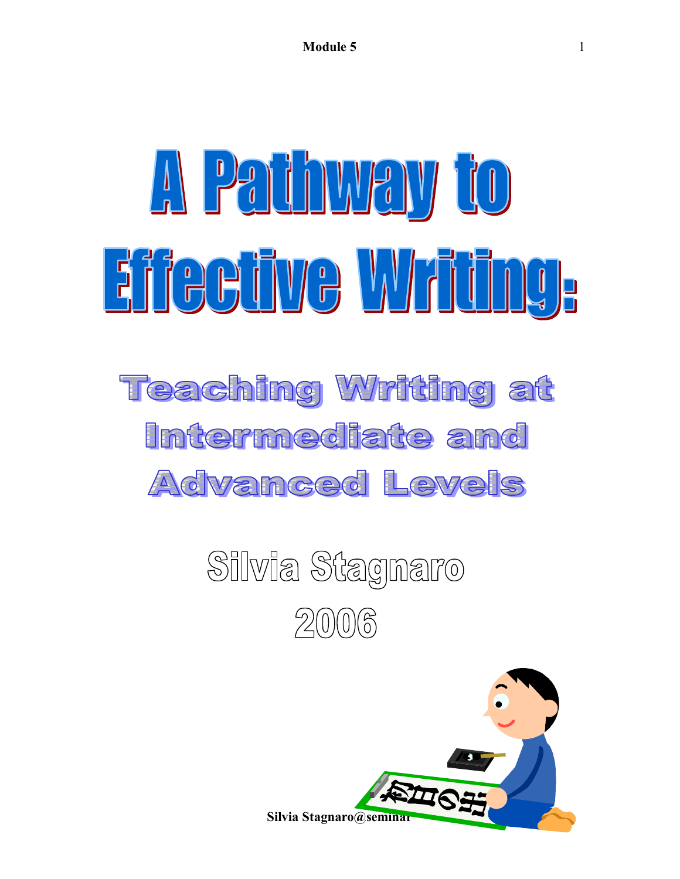# A Pathway to Effective Writing:

## Teaching Writing at Intermediate and Advanced Levels

Silvia Stagnaro

2006

Silvia Stagnaro@seminar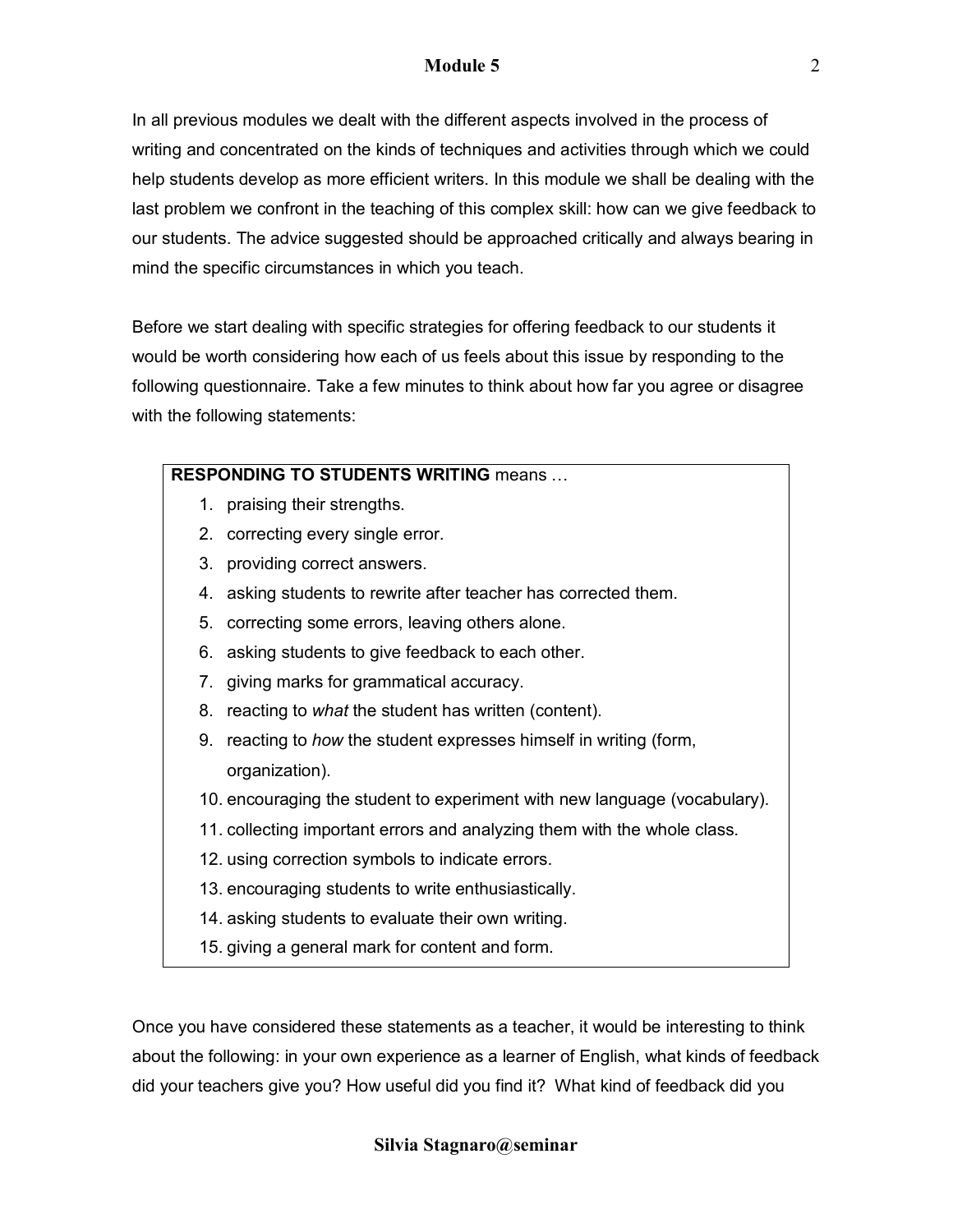In all previous modules we dealt with the different aspects involved in the process of writing and concentrated on the kinds of techniques and activities through which we could help students develop as more efficient writers. In this module we shall be dealing with the last problem we confront in the teaching of this complex skill: how can we give feedback to our students. The advice suggested should be approached critically and always bearing in mind the specific circumstances in which you teach.

Before we start dealing with specific strategies for offering feedback to our students it would be worth considering how each of us feels about this issue by responding to the following questionnaire. Take a few minutes to think about how far you agree or disagree with the following statements:

**RESPONDING TO STUDENTS WRITING** means …

1. praising their strengths.
2. correcting every single error.
3. providing correct answers.
4. asking students to rewrite after teacher has corrected them.
5. correcting some errors, leaving others alone.
6. asking students to give feedback to each other.
7. giving marks for grammatical accuracy.
8. reacting to *what* the student has written (content).
9. reacting to *how* the student expresses himself in writing (form, organization).
10. encouraging the student to experiment with new language (vocabulary).
11. collecting important errors and analyzing them with the whole class.
12. using correction symbols to indicate errors.
13. encouraging students to write enthusiastically.
14. asking students to evaluate their own writing.
15. giving a general mark for content and form.

Once you have considered these statements as a teacher, it would be interesting to think about the following: in your own experience as a learner of English, what kinds of feedback did your teachers give you? How useful did you find it? What kind of feedback did you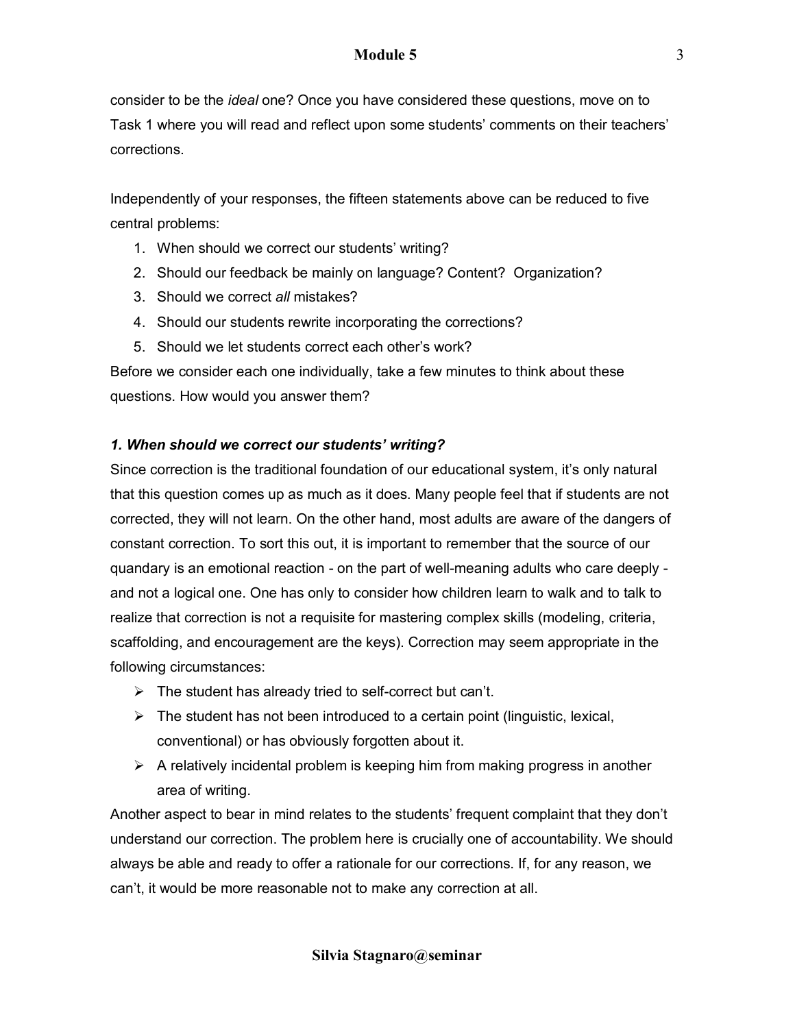consider to be the *ideal* one? Once you have considered these questions, move on to Task 1 where you will read and reflect upon some students' comments on their teachers' corrections.

Independently of your responses, the fifteen statements above can be reduced to five central problems:

1. When should we correct our students' writing?
2. Should our feedback be mainly on language? Content? Organization?
3. Should we correct *all* mistakes?
4. Should our students rewrite incorporating the corrections?
5. Should we let students correct each other's work?

Before we consider each one individually, take a few minutes to think about these questions. How would you answer them?

***1. When should we correct our students' writing?***

Since correction is the traditional foundation of our educational system, it's only natural that this question comes up as much as it does. Many people feel that if students are not corrected, they will not learn. On the other hand, most adults are aware of the dangers of constant correction. To sort this out, it is important to remember that the source of our quandary is an emotional reaction - on the part of well-meaning adults who care deeply - and not a logical one. One has only to consider how children learn to walk and to talk to realize that correction is not a requisite for mastering complex skills (modeling, criteria, scaffolding, and encouragement are the keys). Correction may seem appropriate in the following circumstances:

- The student has already tried to self-correct but can't.
- The student has not been introduced to a certain point (linguistic, lexical, conventional) or has obviously forgotten about it.
- A relatively incidental problem is keeping him from making progress in another area of writing.

Another aspect to bear in mind relates to the students' frequent complaint that they don't understand our correction. The problem here is crucially one of accountability. We should always be able and ready to offer a rationale for our corrections. If, for any reason, we can't, it would be more reasonable not to make any correction at all.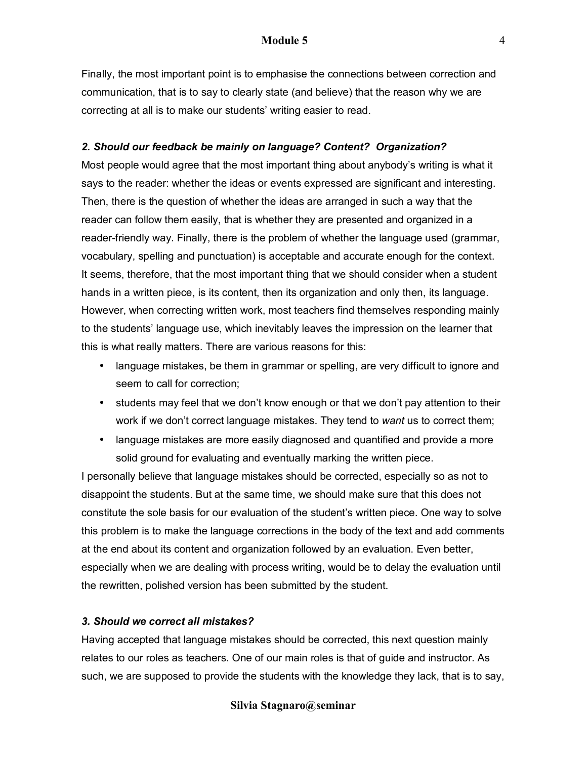Finally, the most important point is to emphasise the connections between correction and communication, that is to say to clearly state (and believe) that the reason why we are correcting at all is to make our students' writing easier to read.

### *2. Should our feedback be mainly on language? Content? Organization?*

Most people would agree that the most important thing about anybody's writing is what it says to the reader: whether the ideas or events expressed are significant and interesting. Then, there is the question of whether the ideas are arranged in such a way that the reader can follow them easily, that is whether they are presented and organized in a reader-friendly way. Finally, there is the problem of whether the language used (grammar, vocabulary, spelling and punctuation) is acceptable and accurate enough for the context. It seems, therefore, that the most important thing that we should consider when a student hands in a written piece, is its content, then its organization and only then, its language. However, when correcting written work, most teachers find themselves responding mainly to the students' language use, which inevitably leaves the impression on the learner that this is what really matters. There are various reasons for this:

- language mistakes, be them in grammar or spelling, are very difficult to ignore and seem to call for correction;
- students may feel that we don't know enough or that we don't pay attention to their work if we don't correct language mistakes. They tend to *want* us to correct them;
- language mistakes are more easily diagnosed and quantified and provide a more solid ground for evaluating and eventually marking the written piece.

I personally believe that language mistakes should be corrected, especially so as not to disappoint the students. But at the same time, we should make sure that this does not constitute the sole basis for our evaluation of the student's written piece. One way to solve this problem is to make the language corrections in the body of the text and add comments at the end about its content and organization followed by an evaluation. Even better, especially when we are dealing with process writing, would be to delay the evaluation until the rewritten, polished version has been submitted by the student.

### *3. Should we correct all mistakes?*

Having accepted that language mistakes should be corrected, this next question mainly relates to our roles as teachers. One of our main roles is that of guide and instructor. As such, we are supposed to provide the students with the knowledge they lack, that is to say,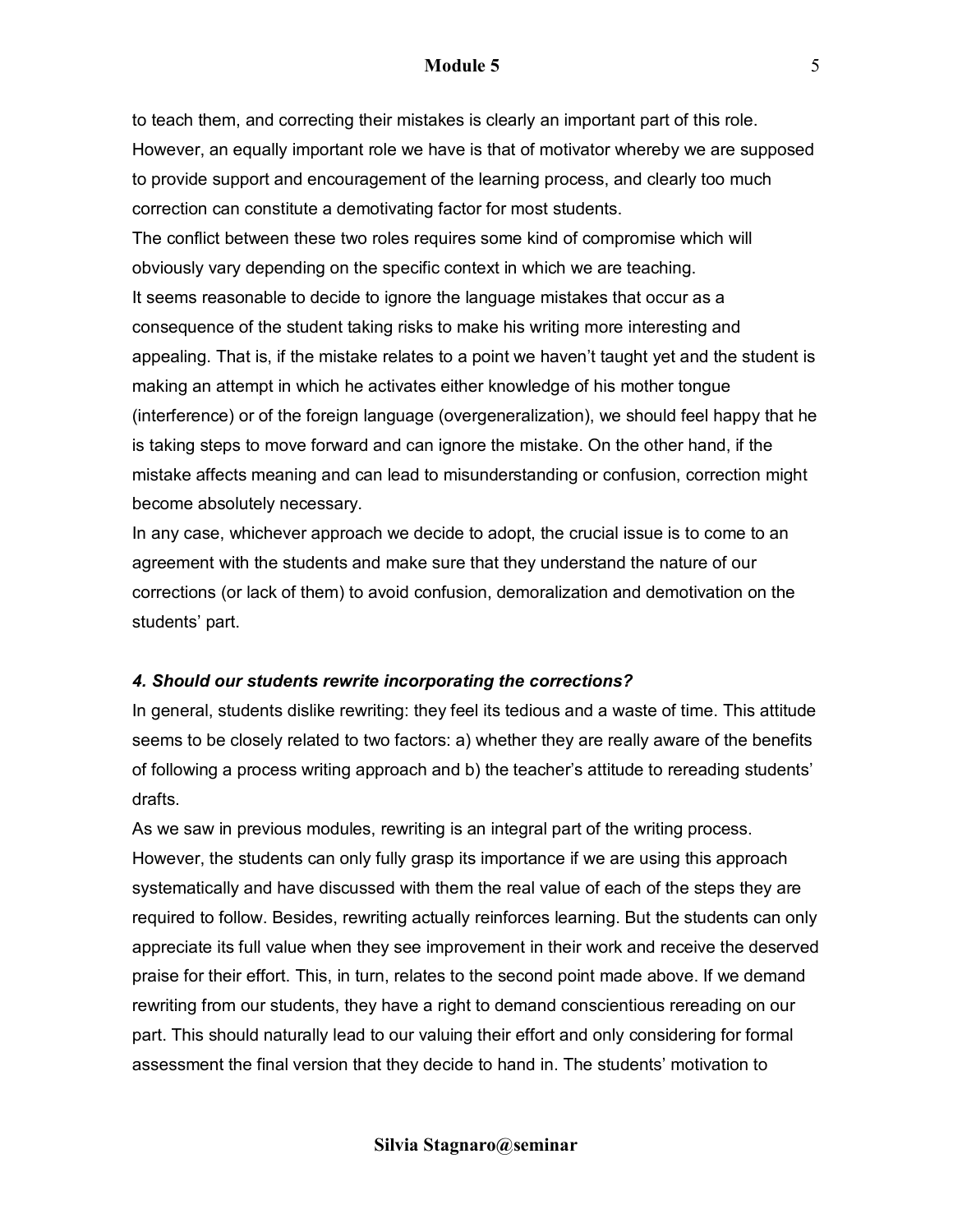to teach them, and correcting their mistakes is clearly an important part of this role. However, an equally important role we have is that of motivator whereby we are supposed to provide support and encouragement of the learning process, and clearly too much correction can constitute a demotivating factor for most students.

The conflict between these two roles requires some kind of compromise which will obviously vary depending on the specific context in which we are teaching.

It seems reasonable to decide to ignore the language mistakes that occur as a consequence of the student taking risks to make his writing more interesting and appealing. That is, if the mistake relates to a point we haven't taught yet and the student is making an attempt in which he activates either knowledge of his mother tongue (interference) or of the foreign language (overgeneralization), we should feel happy that he is taking steps to move forward and can ignore the mistake. On the other hand, if the mistake affects meaning and can lead to misunderstanding or confusion, correction might become absolutely necessary.

In any case, whichever approach we decide to adopt, the crucial issue is to come to an agreement with the students and make sure that they understand the nature of our corrections (or lack of them) to avoid confusion, demoralization and demotivation on the students' part.

***4. Should our students rewrite incorporating the corrections?***

In general, students dislike rewriting: they feel its tedious and a waste of time. This attitude seems to be closely related to two factors: a) whether they are really aware of the benefits of following a process writing approach and b) the teacher's attitude to rereading students' drafts.

As we saw in previous modules, rewriting is an integral part of the writing process. However, the students can only fully grasp its importance if we are using this approach systematically and have discussed with them the real value of each of the steps they are required to follow. Besides, rewriting actually reinforces learning. But the students can only appreciate its full value when they see improvement in their work and receive the deserved praise for their effort. This, in turn, relates to the second point made above. If we demand rewriting from our students, they have a right to demand conscientious rereading on our part. This should naturally lead to our valuing their effort and only considering for formal assessment the final version that they decide to hand in. The students' motivation to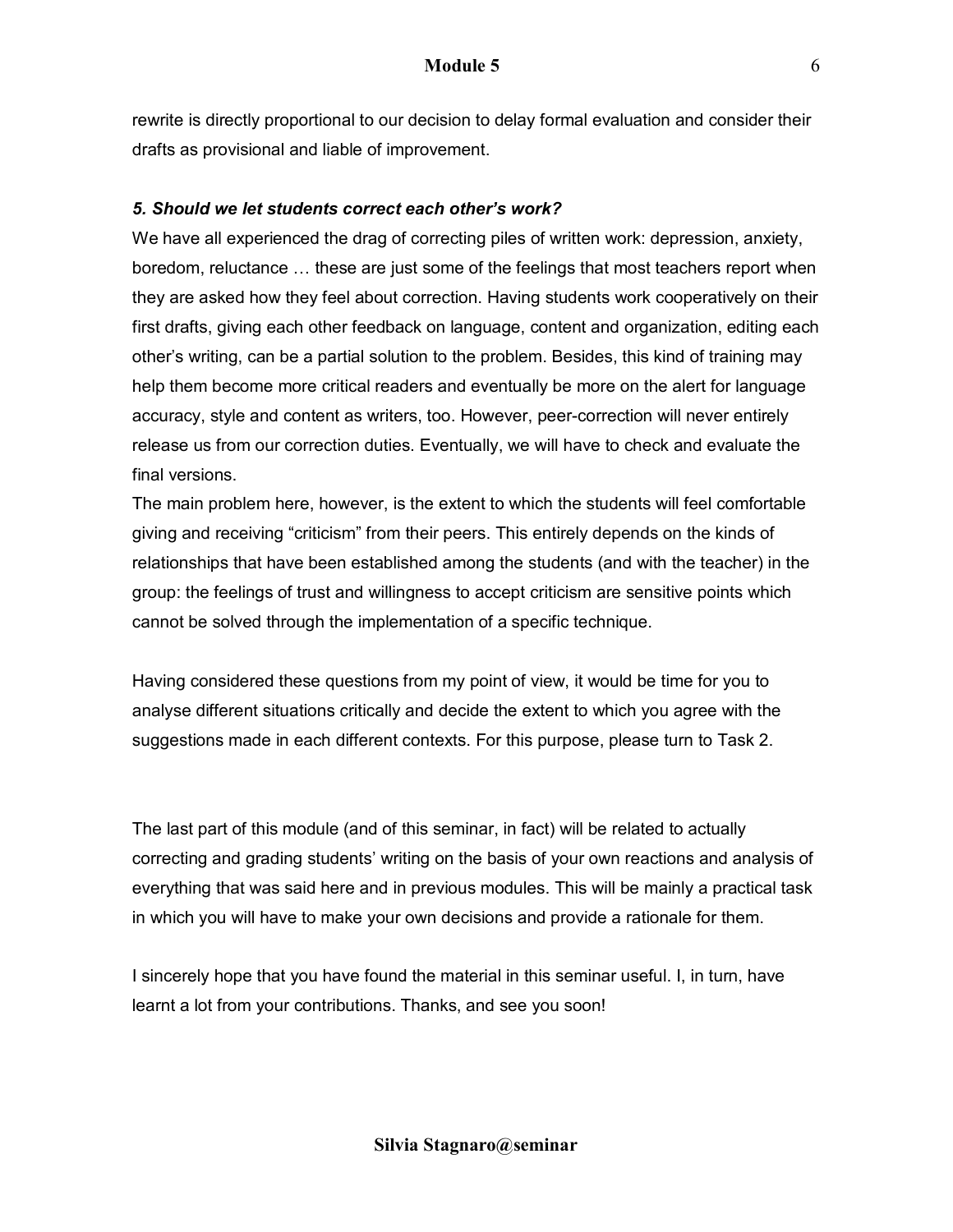rewrite is directly proportional to our decision to delay formal evaluation and consider their drafts as provisional and liable of improvement.

***5. Should we let students correct each other's work?***

We have all experienced the drag of correcting piles of written work: depression, anxiety, boredom, reluctance … these are just some of the feelings that most teachers report when they are asked how they feel about correction. Having students work cooperatively on their first drafts, giving each other feedback on language, content and organization, editing each other's writing, can be a partial solution to the problem. Besides, this kind of training may help them become more critical readers and eventually be more on the alert for language accuracy, style and content as writers, too. However, peer-correction will never entirely release us from our correction duties. Eventually, we will have to check and evaluate the final versions.

The main problem here, however, is the extent to which the students will feel comfortable giving and receiving "criticism" from their peers. This entirely depends on the kinds of relationships that have been established among the students (and with the teacher) in the group: the feelings of trust and willingness to accept criticism are sensitive points which cannot be solved through the implementation of a specific technique.

Having considered these questions from my point of view, it would be time for you to analyse different situations critically and decide the extent to which you agree with the suggestions made in each different contexts. For this purpose, please turn to Task 2.

The last part of this module (and of this seminar, in fact) will be related to actually correcting and grading students' writing on the basis of your own reactions and analysis of everything that was said here and in previous modules. This will be mainly a practical task in which you will have to make your own decisions and provide a rationale for them.

I sincerely hope that you have found the material in this seminar useful. I, in turn, have learnt a lot from your contributions. Thanks, and see you soon!